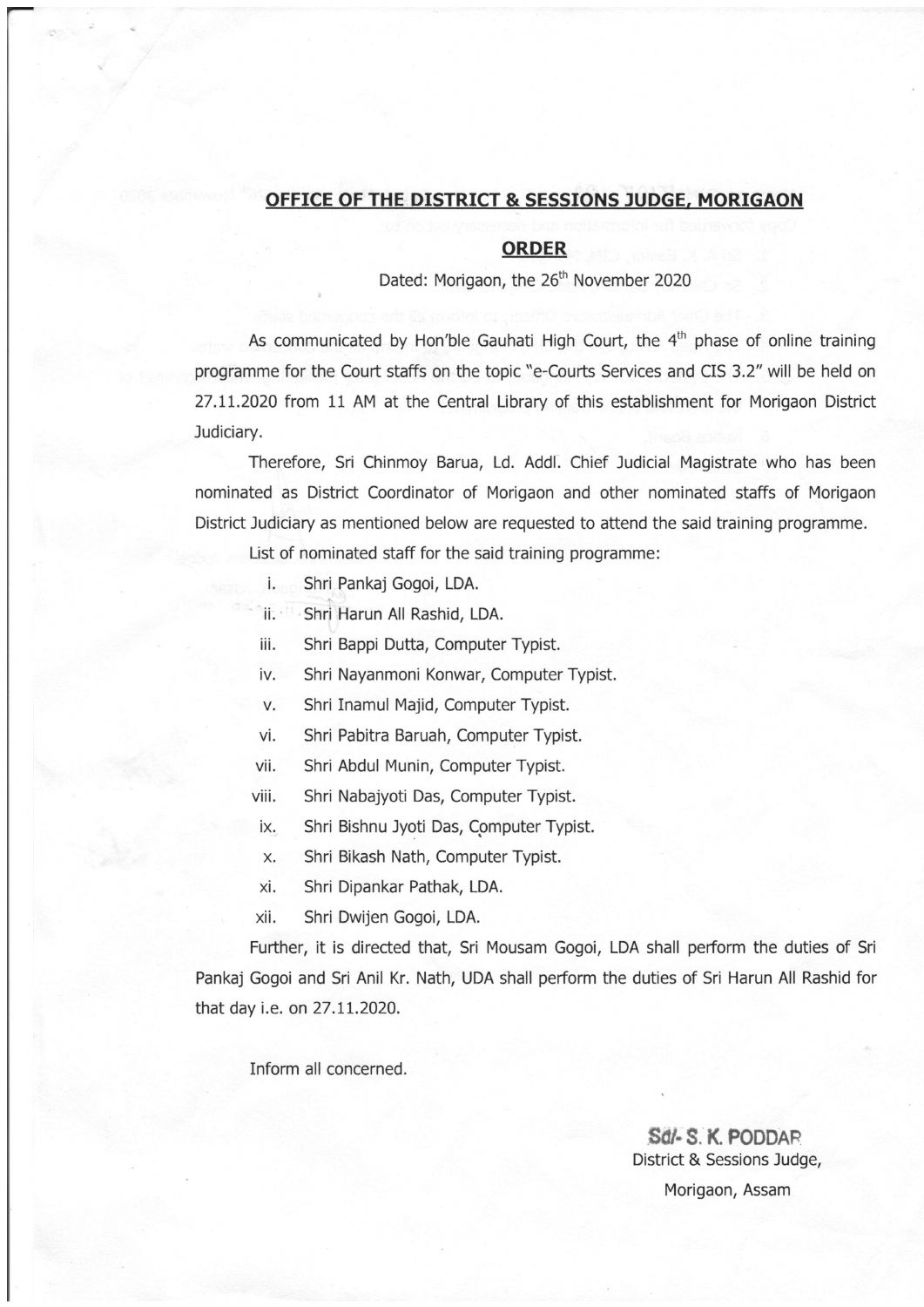## OFFICE OF THE DISTRICT & SESSIONS JUDGE, MORIGAON

## ORDER

Dated: Morigaon, the 26th November 2020

As communicated by Hon'ble Gauhati High Court, the 4th phase of online training programme for the Court staffs on the topic "e-Courts Services and CIS 3.2" will be held on 27.11.2020 from 11 AM at the Central Library of this establishment for Morigaon District Judiciary.

Therefore, Sri Chinmoy Barua, Ld. Addl. Chief Judicial Magistrate who has been nominated as District Coordinator of Morigaon and other nominated staffs of Morigaon District Judiciary as mentioned below are requested to attend the said training programme.

List of nominated staff for the said training programme:

i. Shri Pankaj Gogoi, LDA.
ii. Shri Harun All Rashid, LDA.
iii. Shri Bappi Dutta, Computer Typist.
iv. Shri Nayanmoni Konwar, Computer Typist.
v. Shri Inamul Majid, Computer Typist.
vi. Shri Pabitra Baruah, Computer Typist.
vii. Shri Abdul Munin, Computer Typist.
viii. Shri Nabajyoti Das, Computer Typist.
ix. Shri Bishnu Jyoti Das, Computer Typist.
x. Shri Bikash Nath, Computer Typist.
xi. Shri Dipankar Pathak, LDA.
xii. Shri Dwijen Gogoi, LDA.

Further, it is directed that, Sri Mousam Gogoi, LDA shall perform the duties of Sri Pankaj Gogoi and Sri Anil Kr. Nath, UDA shall perform the duties of Sri Harun All Rashid for that day i.e. on 27.11.2020.

Inform all concerned.

Sd/- S. K. PODDAR
District & Sessions Judge,
Morigaon, Assam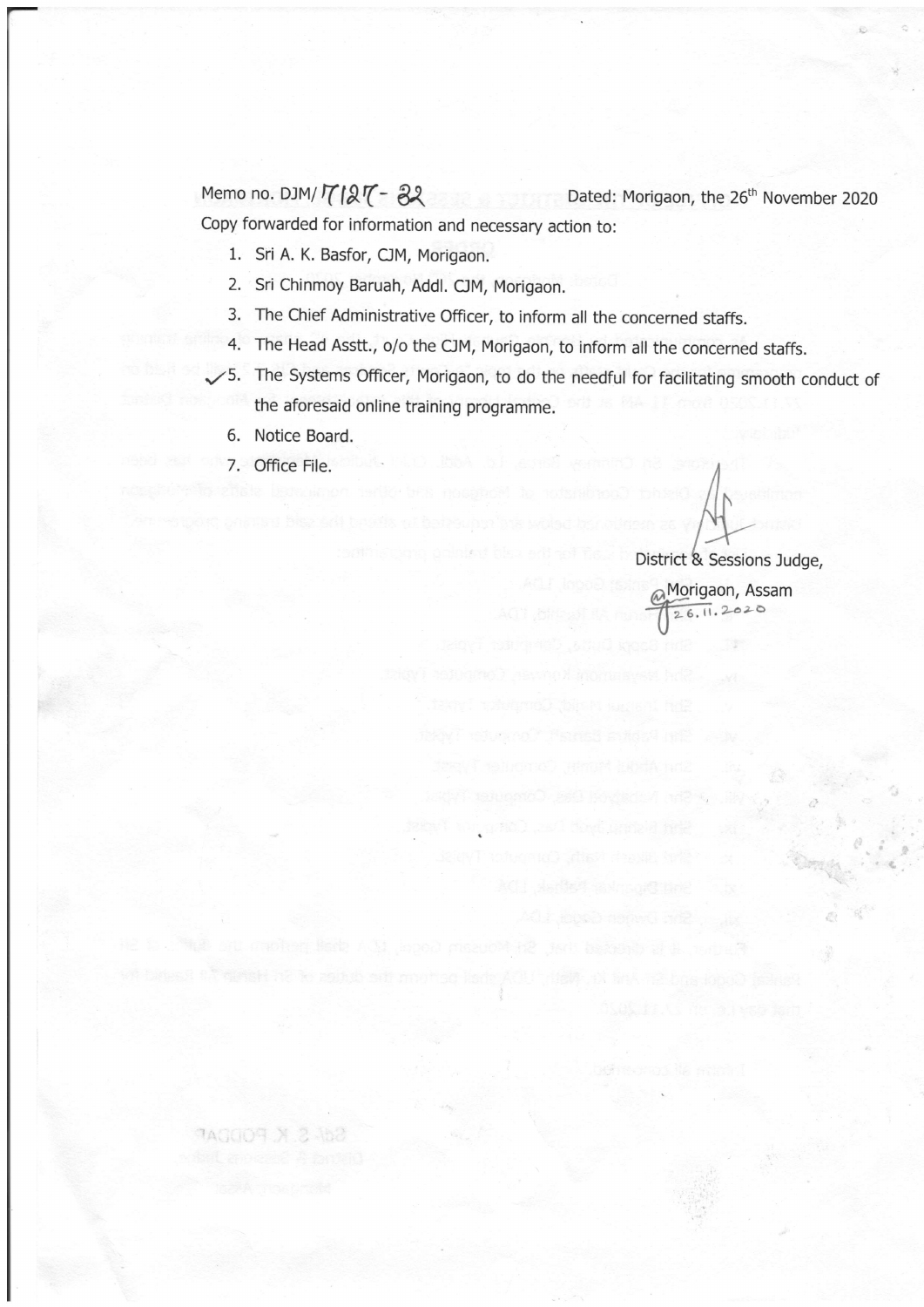Memo no. DJM/7127- 32 Dated: Morigaon, the 26th November 2020

Copy forwarded for information and necessary action to:

1. Sri A. K. Basfor, CJM, Morigaon.
2. Sri Chinmoy Baruah, Addl. CJM, Morigaon.
3. The Chief Administrative Officer, to inform all the concerned staffs.
4. The Head Asstt., o/o the CJM, Morigaon, to inform all the concerned staffs.
5. ✓ The Systems Officer, Morigaon, to do the needful for facilitating smooth conduct of the aforesaid online training programme.
6. Notice Board.
7. Office File.

District & Sessions Judge,
Morigaon, Assam
26.11.2020